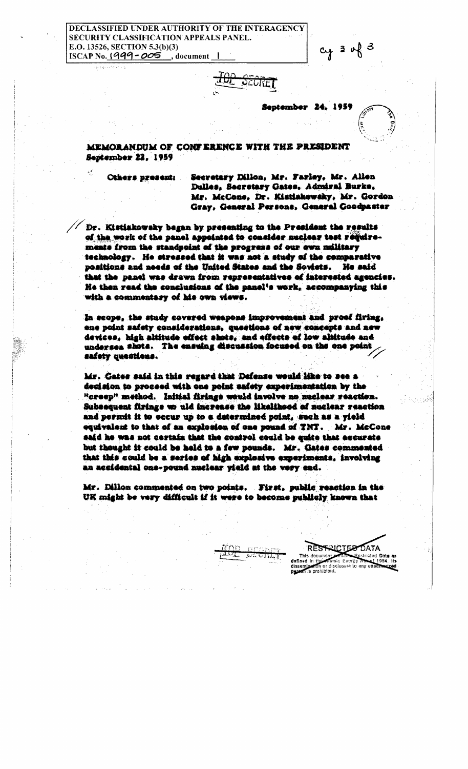DECLASSIFIED UNDER AUTHORITY OF THE INTERAGENCY SECURITY CLASSIFICATION APPEALS PANEL.
E.O. 13526, SECTION 5.3(b)(3)
ISCAP No. 1999-005, document 1

cy 3 of 3

TOP SECRET

September 24, 1959

# MEMORANDUM OF CONFERENCE WITH THE PRESIDENT
## September 22, 1959

Others present: Secretary Dillon, Mr. Farley, Mr. Allen Dulles, Secretary Gates, Admiral Burke, Mr. McCone, Dr. Kistiakowsky, Mr. Gordon Gray, General Persons, General Goodpaster

Dr. Kistiakowsky began by presenting to the President the results of the work of the panel appointed to consider nuclear test requirements from the standpoint of the progress of our own military technology. He stressed that it was not a study of the comparative positions and needs of the United States and the Soviets. He said that the panel was drawn from representatives of interested agencies. He then read the conclusions of the panel's work, accompanying this with a commentary of his own views.

In scope, the study covered weapons improvement and proof firing, one point safety considerations, questions of new concepts and new devices, high altitude effect shots, and effects of low altitude and undersea shots. The ensuing discussion focused on the one point safety questions.

Mr. Gates said in this regard that Defense would like to see a decision to proceed with one point safety experimentation by the "creep" method. Initial firings would involve no nuclear reaction. Subsequent firings would increase the likelihood of nuclear reaction and permit it to occur up to a determined point, such as a yield equivalent to that of an explosion of one pound of TNT. Mr. McCone said he was not certain that the control could be quite that accurate but thought it could be held to a few pounds. Mr. Gates commented that this could be a series of high explosive experiments, involving an accidental one-pound nuclear yield at the very end.

Mr. Dillon commented on two points. First, public reaction in the UK might be very difficult if it were to become publicly known that

TOP SECRET

RESTRICTED DATA
This document contains Restricted Data as defined in the Atomic Energy Act of 1954. Its dissemination or disclosure to any unauthorized person is prohibited.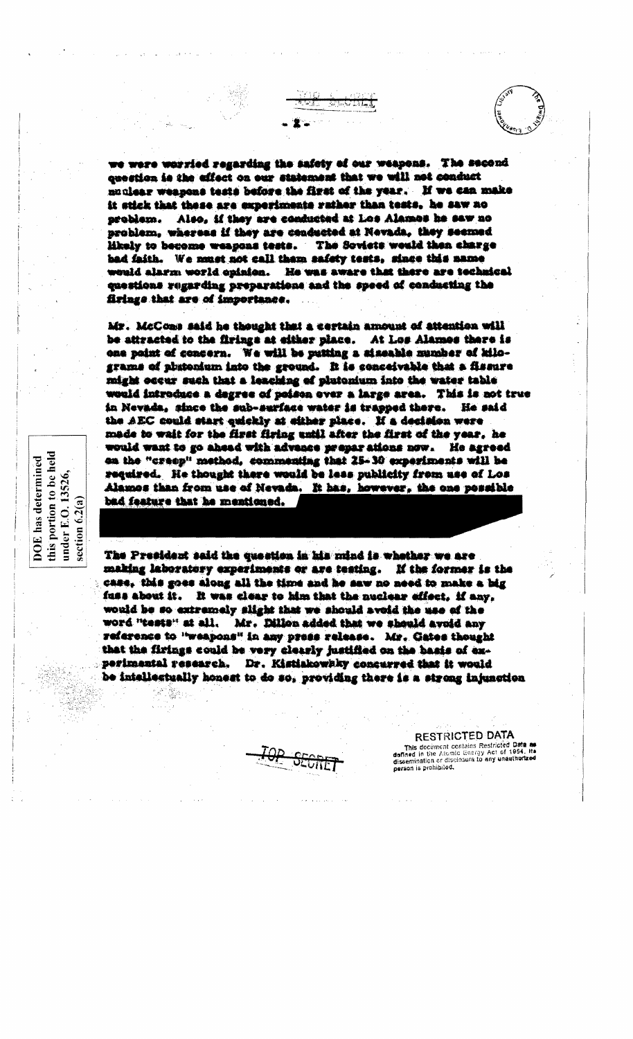we were worried regarding the safety of our weapons. The second question is the effect on our statement that we will not conduct nuclear weapons tests before the first of the year. If we can make it stick that these are experiments rather than tests, he saw no problem. Also, if they are conducted at Los Alamos he saw no problem, whereas if they are conducted at Nevada, they seemed likely to become weapons tests. The Soviets would then charge bad faith. We must not call them safety tests, since this same would alarm world opinion. He was aware that there are technical questions regarding preparations and the speed of conducting the firings that are of importance.

Mr. McCone said he thought that a certain amount of attention will be attracted to the firings at either place. At Los Alamos there is one point of concern. We will be putting a sizeable number of kilograms of plutonium into the ground. It is conceivable that a fissure might occur such that a leaching of plutonium into the water table would introduce a degree of poison over a large area. This is not true in Nevada, since the sub-surface water is trapped there. He said the AEC could start quickly at either place. If a decision were made to wait for the first firing until after the first of the year, he would want to go ahead with advance preparations now. He agreed on the "creep" method, commenting that 25-30 experiments will be required. He thought there would be less publicity from use of Los Alamos than from use of Nevada. It has, however, the one possible bad feature that he mentioned.

DOE has determined this portion to be held under E.O. 13526, section 6.2(a)

The President said the question in his mind is whether we are making laboratory experiments or are testing. If the former is the case, this goes along all the time and he saw no need to make a big fuss about it. It was clear to him that the nuclear effect, if any, would be so extremely slight that we should avoid the use of the word "tests" at all. Mr. Dillon added that we should avoid any reference to "weapons" in any press release. Mr. Gates thought that the firings could be very clearly justified on the basis of experimental research. Dr. Kistiakowsky concurred that it would be intellectually honest to do so, providing there is a strong injunction

TOP SECRET

RESTRICTED DATA
This document contains Restricted Data as defined in the Atomic Energy Act of 1954. Its dissemination or disclosure to any unauthorized person is prohibited.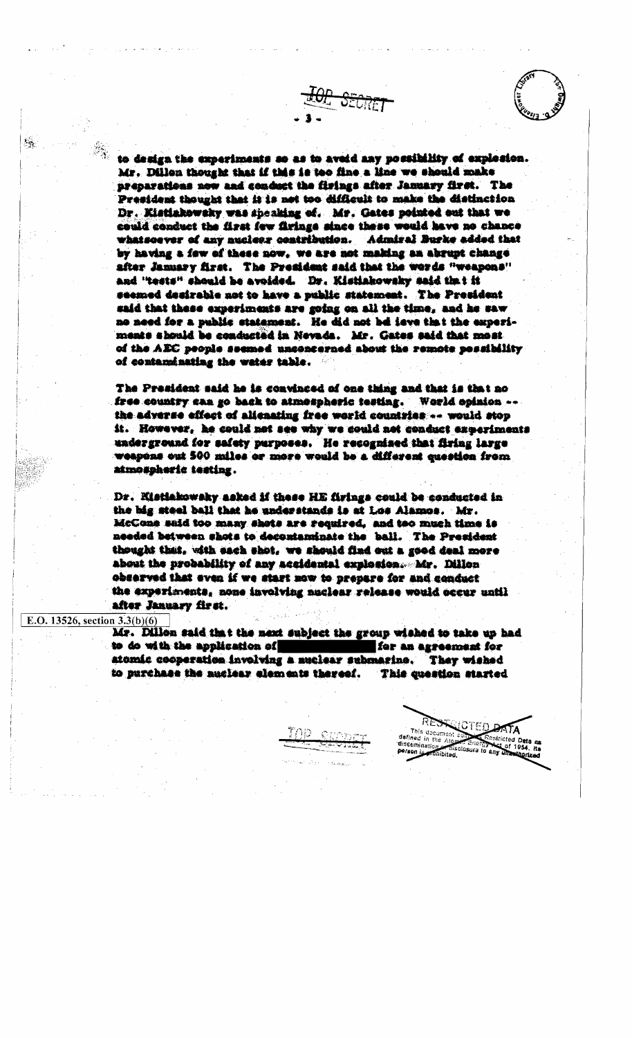TOP SECRET

to design the experiments so as to avoid any possibility of explosion. Mr. Dillon thought that if this is too fine a line we should make preparations now and conduct the firings after January first. The President thought that it is not too difficult to make the distinction Dr. Kistiakowsky was speaking of. Mr. Gates pointed out that we could conduct the first few firings since these would have no chance whatsoever of any nuclear contribution. Admiral Burke added that by having a few of these now, we are not making an abrupt change after January first. The President said that the words "weapons" and "tests" should be avoided. Dr. Kistiakowsky said that it seemed desirable not to have a public statement. The President said that these experiments are going on all the time, and he saw no need for a public statement. He did not believe that the experiments should be conducted in Nevada. Mr. Gates said that most of the AEC people seemed unconcerned about the remote possibility of contaminating the water table.

The President said he is convinced of one thing and that is that no free country can go back to atmospheric testing. World opinion -- the adverse effect of alienating free world countries -- would stop it. However, he could not see why we could not conduct experiments underground for safety purposes. He recognized that firing large weapons out 500 miles or more would be a different question from atmospheric testing.

Dr. Kistiakowsky asked if these HE firings could be conducted in the big steel ball that he understands is at Los Alamos. Mr. McCone said too many shots are required, and too much time is needed between shots to decontaminate the ball. The President thought that, with each shot, we should find out a good deal more about the probability of any accidental explosion. Mr. Dillon observed that even if we start now to prepare for and conduct the experiments, none involving nuclear release would occur until after January first.

E.O. 13526, section 3.3(b)(6)

Mr. Dillon said that the next subject the group wished to take up had to do with the application of [redacted] for an agreement for atomic cooperation involving a nuclear submarine. They wished to purchase the nuclear elements thereof. This question started

TOP SECRET

RESTRICTED DATA
This document contains Restricted Data as defined in the Atomic Energy Act of 1954. Its dissemination or disclosure to any unauthorized person is prohibited.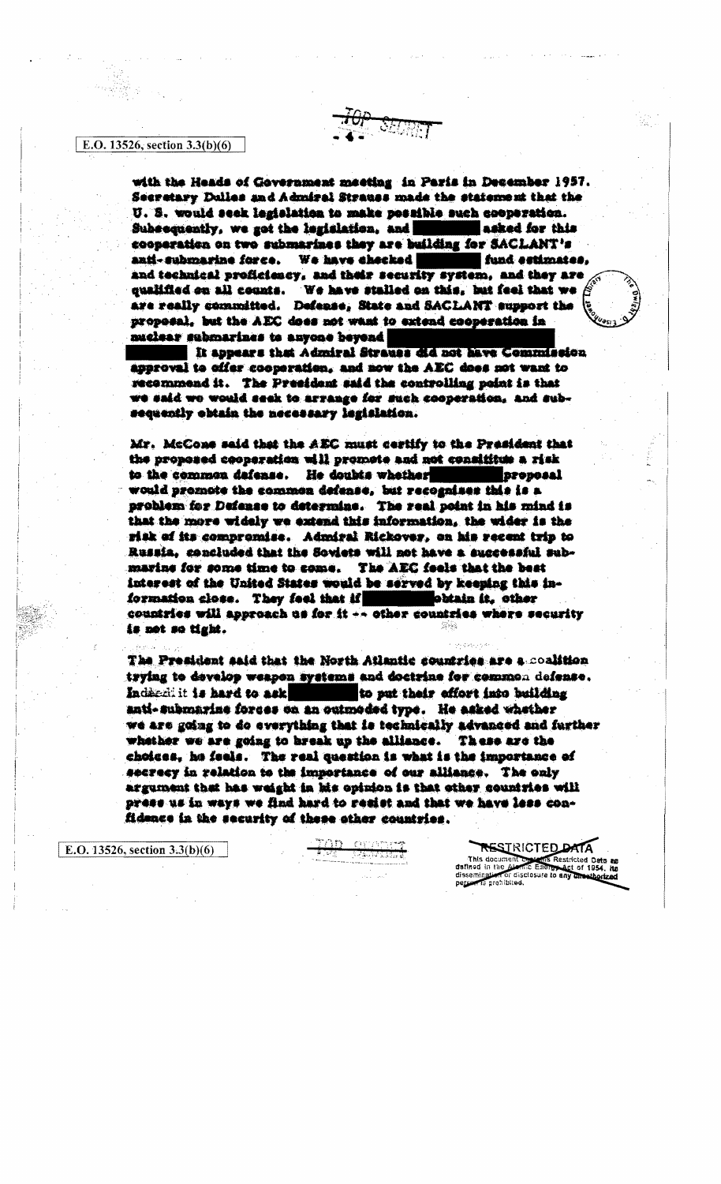E.O. 13526, section 3.3(b)(6)

with the Heads of Government meeting in Paris in December 1957. Secretary Dulles and Admiral Strauss made the statement that the U. S. would seek legislation to make possible such cooperation. Subsequently, we got the legislation, and [redacted] asked for this cooperation on two submarines they are building for SACLANT's anti-submarine force. We have checked [redacted] fund estimates, and technical proficiency, and their security system, and they are qualified on all counts. We have stalled on this, but feel that we are really committed. Defense, State and SACLANT support the proposal, but the AEC does not want to extend cooperation in nuclear submarines to anyone beyond [redacted] It appears that Admiral Strauss did not have Commission approval to offer cooperation, and now the AEC does not want to recommend it. The President said the controlling point is that we said we would seek to arrange for such cooperation, and subsequently obtain the necessary legislation.

Mr. McCone said that the AEC must certify to the President that the proposed cooperation will promote and not constitute a risk to the common defense. He doubts whether [redacted] proposal would promote the common defense, but recognizes this is a problem for Defense to determine. The real point in his mind is that the more widely we extend this information, the wider is the risk of its compromise. Admiral Rickover, on his recent trip to Russia, concluded that the Soviets will not have a successful submarine for some time to come. The AEC feels that the best interest of the United States would be served by keeping this information close. They feel that if [redacted] obtain it, other countries will approach us for it -- other countries where security is not so tight.

The President said that the North Atlantic countries are a coalition trying to develop weapon systems and doctrine for common defense. Indeed it is hard to ask [redacted] to put their effort into building anti-submarine forces on an outmoded type. He asked whether we are going to do everything that is technically advanced and further whether we are going to break up the alliance. These are the choices, he feels. The real question is what is the importance of secrecy in relation to the importance of our alliance. The only argument that has weight in his opinion is that other countries will press us in ways we find hard to resist and that we have less confidence in the security of these other countries.

E.O. 13526, section 3.3(b)(6)

RESTRICTED DATA
This document contains Restricted Data as defined in the Atomic Energy Act of 1954. Its dissemination or disclosure to any unauthorized person is prohibited.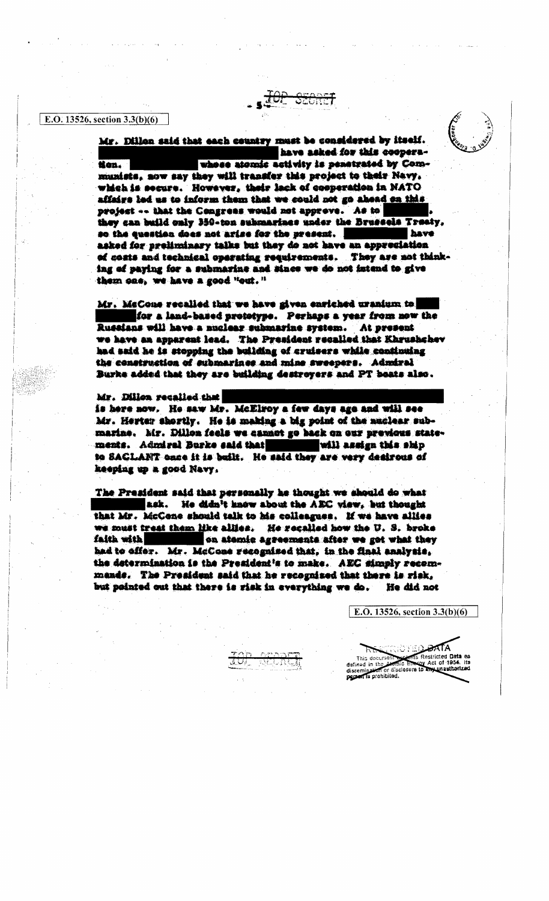E.O. 13526, section 3.3(b)(6)

TOP SECRET

Mr. Dillon said that each country must be considered by itself. ████████ have asked for this cooperation. ████████ whose atomic activity is penetrated by Communists, now say they will transfer this project to their Navy, which is secure. However, their lack of cooperation in NATO affairs led us to inform them that we could not go ahead on this project -- that the Congress would not approve. As to ████████, they can build only 350-ton submarines under the Brussels Treaty, so the question does not arise for the present. ████████ have asked for preliminary talks but they do not have an appreciation of costs and technical operating requirements. They are not thinking of paying for a submarine and since we do not intend to give them one, we have a good "out."

Mr. McCone recalled that we have given enriched uranium to ████ ████ for a land-based prototype. Perhaps a year from now the Russians will have a nuclear submarine system. At present we have an apparent lead. The President recalled that Khrushchev had said he is stopping the building of cruisers while continuing the construction of submarines and mine sweepers. Admiral Burke added that they are building destroyers and PT boats also.

Mr. Dillon recalled that ████████████████ is here now. He saw Mr. McElroy a few days ago and will see Mr. Herter shortly. He is making a big point of the nuclear submarine. Mr. Dillon feels we cannot go back on our previous statements. Admiral Burke said that ████████ will assign this ship to SACLANT once it is built. He said they are very desirous of keeping up a good Navy.

The President said that personally he thought we should do what ████████ ask. He didn't know about the AEC view, but thought that Mr. McCone should talk to his colleagues. If we have allies we must treat them like allies. He recalled how the U. S. broke faith with ████████ on atomic agreements after we got what they had to offer. Mr. McCone recognized that, in the final analysis, the determination is the President's to make. AEC simply recommends. The President said that he recognized that there is risk, but pointed out that there is risk in everything we do. He did not

E.O. 13526, section 3.3(b)(6)

TOP SECRET

RESTRICTED DATA
This document contains Restricted Data as defined in the Atomic Energy Act of 1954. Its dissemination or disclosure to any unauthorized person is prohibited.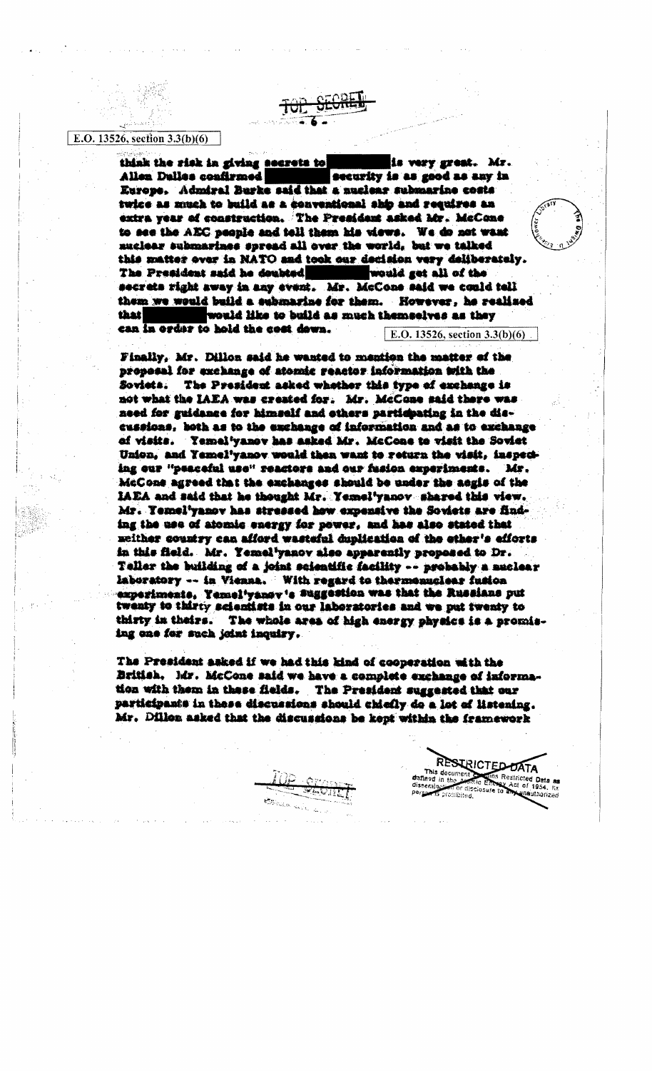E.O. 13526, section 3.3(b)(6)

think the risk in giving secrets to [redacted] is very great. Mr. Allen Dulles confirmed [redacted] security is as good as any in Europe. Admiral Burke said that a nuclear submarine costs twice as much to build as a conventional ship and requires an extra year of construction. The President asked Mr. McCone to see the AEC people and tell them his views. We do not want nuclear submarines spread all over the world, but we talked this matter over in NATO and took our decision very deliberately. The President said he doubted [redacted] would get all of the secrets right away in any event. Mr. McCone said we could tell them we would build a submarine for them. However, he realized that [redacted] would like to build as much themselves as they can in order to hold the cost down.

E.O. 13526, section 3.3(b)(6)

Finally, Mr. Dillon said he wanted to mention the matter of the proposal for exchange of atomic reactor information with the Soviets. The President asked whether this type of exchange is not what the IAEA was created for. Mr. McCone said there was need for guidance for himself and others participating in the discussions, both as to the exchange of information and as to exchange of visits. Yemel'yanov has asked Mr. McCone to visit the Soviet Union, and Yemel'yanov would then want to return the visit, inspecting our "peaceful use" reactors and our fusion experiments. Mr. McCone agreed that the exchanges should be under the aegis of the IAEA and said that he thought Mr. Yemel'yanov shared this view. Mr. Yemel'yanov has stressed how expensive the Soviets are finding the use of atomic energy for power, and has also stated that neither country can afford wasteful duplication of the other's efforts in this field. Mr. Yemel'yanov also apparently proposed to Dr. Teller the building of a joint scientific facility -- probably a nuclear laboratory -- in Vienna. With regard to thermonuclear fusion experiments, Yemel'yanov's suggestion was that the Russians put twenty to thirty scientists in our laboratories and we put twenty to thirty in theirs. The whole area of high energy physics is a promising one for such joint inquiry.

The President asked if we had this kind of cooperation with the British. Mr. McCone said we have a complete exchange of information with them in these fields. The President suggested that our participants in these discussions should chiefly do a lot of listening. Mr. Dillon asked that the discussions be kept within the framework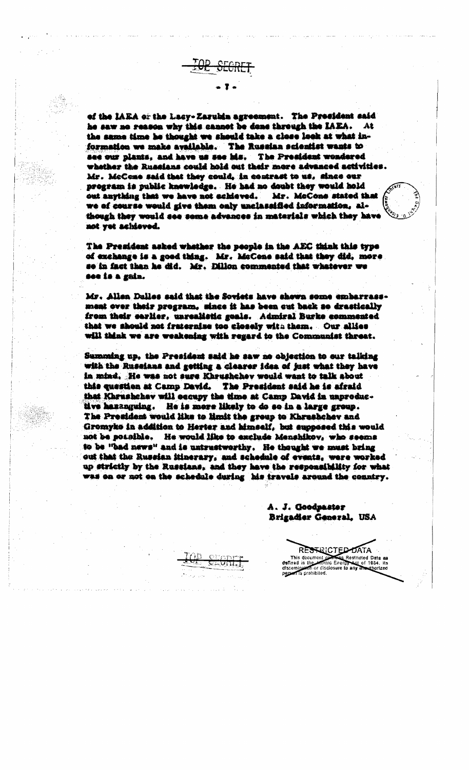TOP SECRET

of the IAEA or the Lacy-Zarubin agreement. The President said he saw no reason why this cannot be done through the IAEA. At the same time he thought we should take a close look at what information we make available. The Russian scientist wants to see our plants, and have us see his. The President wondered whether the Russians could hold out their more advanced activities. Mr. McCone said that they could, in contrast to us, since our program is public knowledge. He had no doubt they would hold out anything that we have not achieved. Mr. McCone stated that we of course would give them only unclassified information, although they would see some advances in materials which they have not yet achieved.

The President asked whether the people in the AEC think this type of exchange is a good thing. Mr. McCone said that they did, more so in fact than he did. Mr. Dillon commented that whatever we see is a gain.

Mr. Allen Dulles said that the Soviets have shown some embarrassment over their program, since it has been cut back so drastically from their earlier, unrealistic goals. Admiral Burke commented that we should not fraternize too closely with them. Our allies will think we are weakening with regard to the Communist threat.

Summing up, the President said he saw no objection to our talking with the Russians and getting a clearer idea of just what they have in mind. He was not sure Khrushchev would want to talk about this question at Camp David. The President said he is afraid that Khrushchev will occupy the time at Camp David in unproductive haranguing. He is more likely to do so in a large group. The President would like to limit the group to Khrushchev and Gromyko in addition to Herter and himself, but supposed this would not be possible. He would like to exclude Menshikov, who seems to be "bad news" and is untrustworthy. He thought we must bring out that the Russian itinerary, and schedule of events, were worked up strictly by the Russians, and they have the responsibility for what was on or not on the schedule during his travels around the country.

A. J. Goodpaster
Brigadier General, USA

TOP SECRET

RESTRICTED DATA
This document contains Restricted Data as defined in the Atomic Energy Act of 1954. Its dissemination or disclosure to any unauthorized person is prohibited.